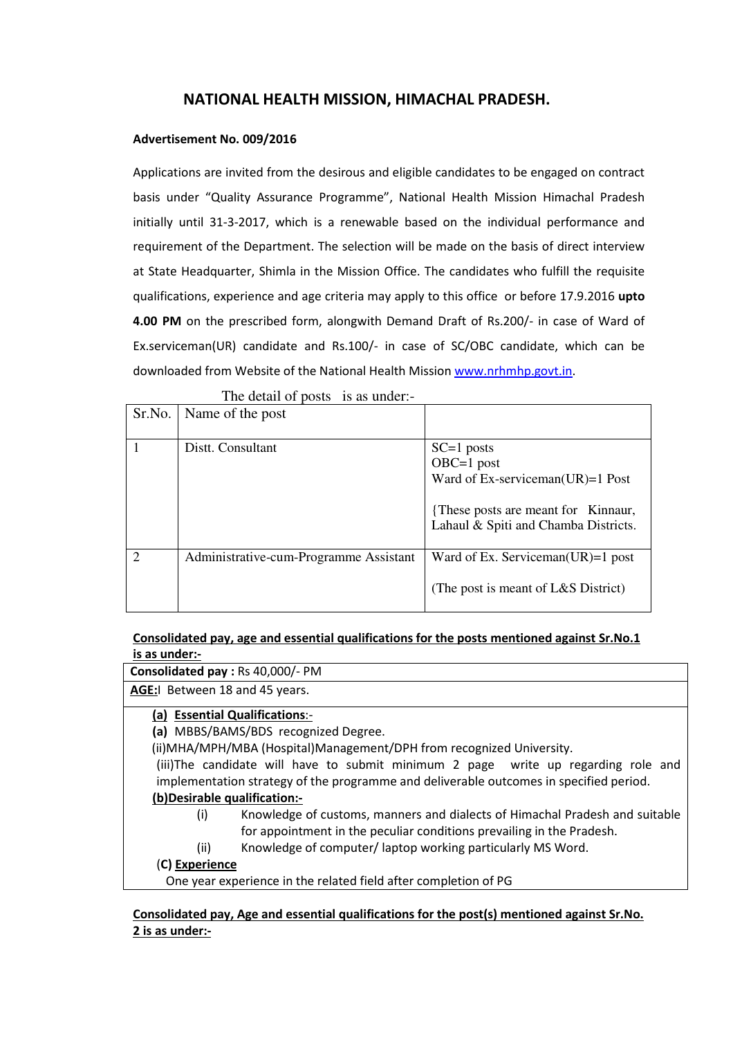## NATIONAL HEALTH MISSION, HIMACHAL PRADESH.

**Advertisement No. 009/2016**

Applications are invited from the desirous and eligible candidates to be engaged on contract basis under "Quality Assurance Programme", National Health Mission Himachal Pradesh initially until 31-3-2017, which is a renewable based on the individual performance and requirement of the Department. The selection will be made on the basis of direct interview at State Headquarter, Shimla in the Mission Office. The candidates who fulfill the requisite qualifications, experience and age criteria may apply to this office or before 17.9.2016 **upto 4.00 PM** on the prescribed form, alongwith Demand Draft of Rs.200/- in case of Ward of Ex.serviceman(UR) candidate and Rs.100/- in case of SC/OBC candidate, which can be downloaded from Website of the National Health Mission www.nrhmhp.govt.in.

The detail of posts is as under:-

| Sr.No. | Name of the post | |
|---|---|---|
| 1 | Distt. Consultant | SC=1 posts<br>OBC=1 post<br>Ward of Ex-serviceman(UR)=1 Post<br><br>{These posts are meant for Kinnaur, Lahaul & Spiti and Chamba Districts. |
| 2 | Administrative-cum-Programme Assistant | Ward of Ex. Serviceman(UR)=1 post<br><br>(The post is meant of L&S District) |

**Consolidated pay, age and essential qualifications for the posts mentioned against Sr.No.1 is as under:-**

**Consolidated pay :** Rs 40,000/- PM

**AGE:**l Between 18 and 45 years.

**(a) Essential Qualifications**:-

**(a)** MBBS/BAMS/BDS recognized Degree.

(ii)MHA/MPH/MBA (Hospital)Management/DPH from recognized University.

(iii)The candidate will have to submit minimum 2 page write up regarding role and implementation strategy of the programme and deliverable outcomes in specified period.

**(b)Desirable qualification:-**

(i) Knowledge of customs, manners and dialects of Himachal Pradesh and suitable for appointment in the peculiar conditions prevailing in the Pradesh.

(ii) Knowledge of computer/ laptop working particularly MS Word.

(**C) Experience**

One year experience in the related field after completion of PG

**Consolidated pay, Age and essential qualifications for the post(s) mentioned against Sr.No. 2 is as under:-**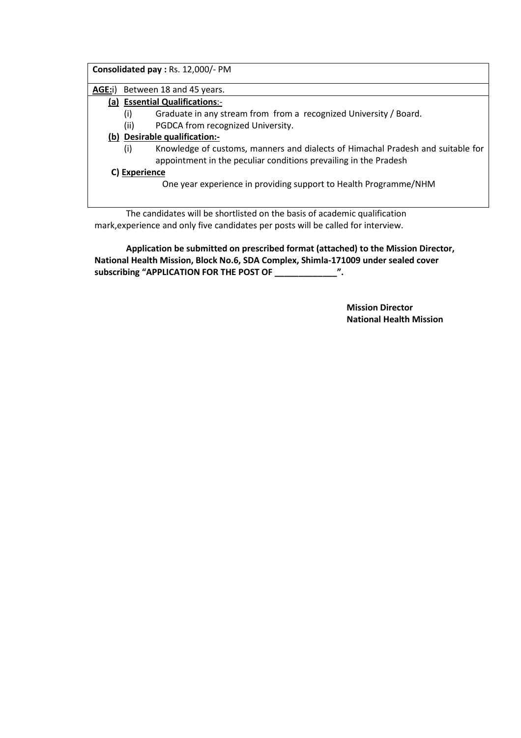**Consolidated pay :** Rs. 12,000/- PM

**AGE:** i) Between 18 and 45 years.

**(a) Essential Qualifications**:-

- (i) Graduate in any stream from from a recognized University / Board.
- (ii) PGDCA from recognized University.

**(b) Desirable qualification:-**

- (i) Knowledge of customs, manners and dialects of Himachal Pradesh and suitable for appointment in the peculiar conditions prevailing in the Pradesh

**C) Experience**

One year experience in providing support to Health Programme/NHM

The candidates will be shortlisted on the basis of academic qualification mark,experience and only five candidates per posts will be called for interview.

**Application be submitted on prescribed format (attached) to the Mission Director, National Health Mission, Block No.6, SDA Complex, Shimla-171009 under sealed cover subscribing "APPLICATION FOR THE POST OF _____________".**

**Mission Director**
**National Health Mission**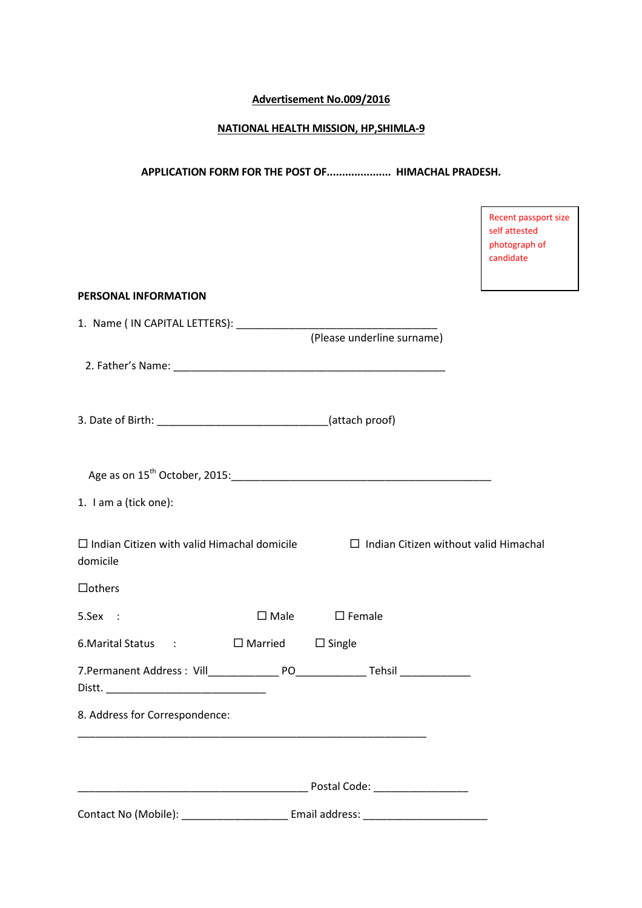**Advertisement No.009/2016**

**NATIONAL HEALTH MISSION, HP,SHIMLA-9**

**APPLICATION FORM FOR THE POST OF..................... HIMACHAL PRADESH.**

Recent passport size self attested photograph of candidate

**PERSONAL INFORMATION**

1. Name ( IN CAPITAL LETTERS): ___________________________________
(Please underline surname)

2. Father's Name: _______________________________________________

3. Date of Birth: _____________________________(attach proof)

Age as on 15th October, 2015:____________________________________________

1. I am a (tick one):

☐ Indian Citizen with valid Himachal domicile ☐ Indian Citizen without valid Himachal domicile

☐others

5.Sex : ☐ Male ☐ Female

6.Marital Status : ☐ Married ☐ Single

7.Permanent Address : Vill____________ PO____________ Tehsil ____________ Distt. ___________________________

8. Address for Correspondence:

____________________________________________________________

_______________________________________ Postal Code: ________________

Contact No (Mobile): __________________ Email address: _____________________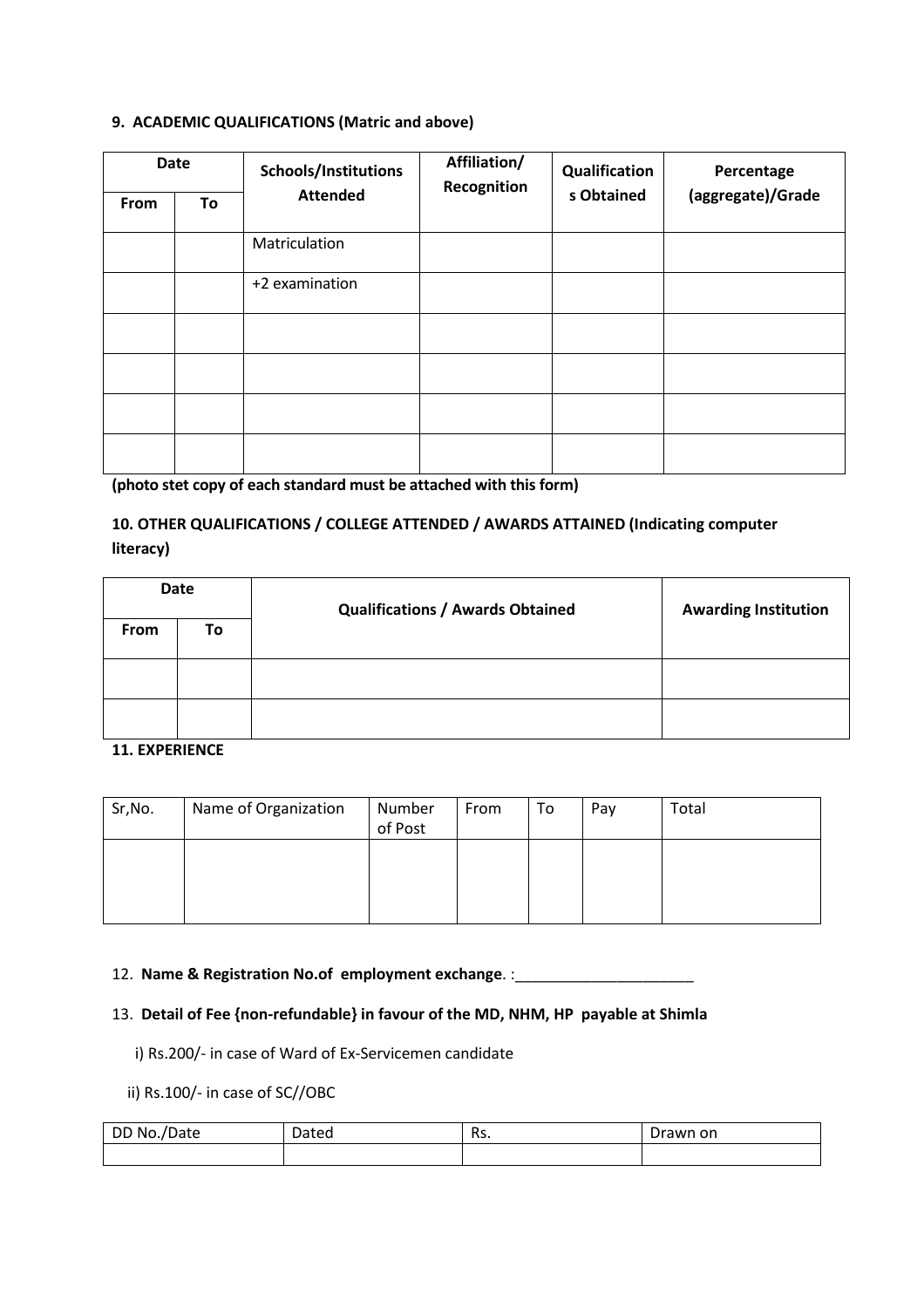**9. ACADEMIC QUALIFICATIONS (Matric and above)**

| Date | | Schools/Institutions Attended | Affiliation/ Recognition | Qualifications Obtained | Percentage (aggregate)/Grade |
|---|---|---|---|---|---|
| From | To | | | | |
| | | Matriculation | | | |
| | | +2 examination | | | |
| | | | | | |
| | | | | | |
| | | | | | |
| | | | | | |

**(photo stet copy of each standard must be attached with this form)**

**10. OTHER QUALIFICATIONS / COLLEGE ATTENDED / AWARDS ATTAINED (Indicating computer literacy)**

| Date | | Qualifications / Awards Obtained | Awarding Institution |
|---|---|---|---|
| From | To | | |
| | | | |
| | | | |

**11. EXPERIENCE**

| Sr,No. | Name of Organization | Number of Post | From | To | Pay | Total |
|---|---|---|---|---|---|---|
| | | | | | | |

12. **Name & Registration No.of employment exchange**. :_____________________

13. **Detail of Fee {non-refundable} in favour of the MD, NHM, HP payable at Shimla**

i) Rs.200/- in case of Ward of Ex-Servicemen candidate

ii) Rs.100/- in case of SC//OBC

| DD No./Date | Dated | Rs. | Drawn on |
|---|---|---|---|
| | | | |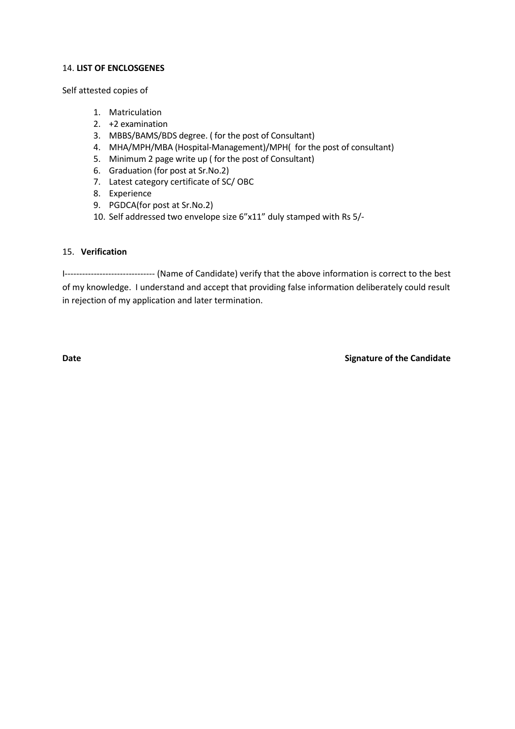14. **LIST OF ENCLOSGENES**

Self attested copies of

1. Matriculation
2. +2 examination
3. MBBS/BAMS/BDS degree. ( for the post of Consultant)
4. MHA/MPH/MBA (Hospital-Management)/MPH( for the post of consultant)
5. Minimum 2 page write up ( for the post of Consultant)
6. Graduation (for post at Sr.No.2)
7. Latest category certificate of SC/ OBC
8. Experience
9. PGDCA(for post at Sr.No.2)
10. Self addressed two envelope size 6"x11" duly stamped with Rs 5/-

15. **Verification**

I------------------------------- (Name of Candidate) verify that the above information is correct to the best of my knowledge. I understand and accept that providing false information deliberately could result in rejection of my application and later termination.

**Date** **Signature of the Candidate**